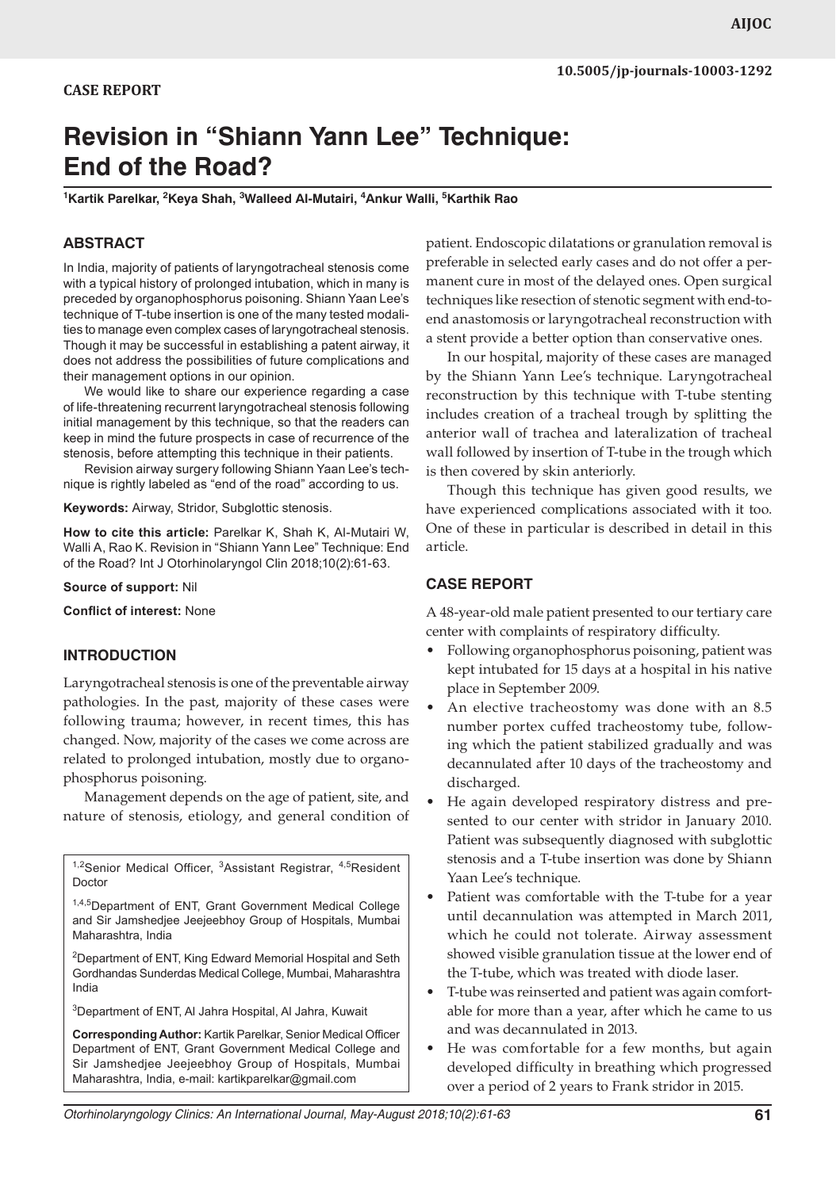CASE REPORT

# Revision in "Shiann Yann Lee" Technique: End of the Road?

[1]Kartik Parelkar, [2]Keya Shah, [3]Walleed Al-Mutairi, [4]Ankur Walli, [5]Karthik Rao

## ABSTRACT

In India, majority of patients of laryngotracheal stenosis come with a typical history of prolonged intubation, which in many is preceded by organophosphorus poisoning. Shiann Yaan Lee's technique of T-tube insertion is one of the many tested modalities to manage even complex cases of laryngotracheal stenosis. Though it may be successful in establishing a patent airway, it does not address the possibilities of future complications and their management options in our opinion.

We would like to share our experience regarding a case of life-threatening recurrent laryngotracheal stenosis following initial management by this technique, so that the readers can keep in mind the future prospects in case of recurrence of the stenosis, before attempting this technique in their patients.

Revision airway surgery following Shiann Yaan Lee's technique is rightly labeled as "end of the road" according to us.

**Keywords:** Airway, Stridor, Subglottic stenosis.

**How to cite this article:** Parelkar K, Shah K, Al-Mutairi W, Walli A, Rao K. Revision in "Shiann Yann Lee" Technique: End of the Road? Int J Otorhinolaryngol Clin 2018;10(2):61-63.

**Source of support:** Nil

**Conflict of interest:** None

## INTRODUCTION

Laryngotracheal stenosis is one of the preventable airway pathologies. In the past, majority of these cases were following trauma; however, in recent times, this has changed. Now, majority of the cases we come across are related to prolonged intubation, mostly due to organophosphorus poisoning.

Management depends on the age of patient, site, and nature of stenosis, etiology, and general condition of patient. Endoscopic dilatations or granulation removal is preferable in selected early cases and do not offer a permanent cure in most of the delayed ones. Open surgical techniques like resection of stenotic segment with end-to-end anastomosis or laryngotracheal reconstruction with a stent provide a better option than conservative ones.

In our hospital, majority of these cases are managed by the Shiann Yann Lee's technique. Laryngotracheal reconstruction by this technique with T-tube stenting includes creation of a tracheal trough by splitting the anterior wall of trachea and lateralization of tracheal wall followed by insertion of T-tube in the trough which is then covered by skin anteriorly.

Though this technique has given good results, we have experienced complications associated with it too. One of these in particular is described in detail in this article.

## CASE REPORT

A 48-year-old male patient presented to our tertiary care center with complaints of respiratory difficulty.

- Following organophosphorus poisoning, patient was kept intubated for 15 days at a hospital in his native place in September 2009.
- An elective tracheostomy was done with an 8.5 number portex cuffed tracheostomy tube, following which the patient stabilized gradually and was decannulated after 10 days of the tracheostomy and discharged.
- He again developed respiratory distress and presented to our center with stridor in January 2010. Patient was subsequently diagnosed with subglottic stenosis and a T-tube insertion was done by Shiann Yaan Lee's technique.
- Patient was comfortable with the T-tube for a year until decannulation was attempted in March 2011, which he could not tolerate. Airway assessment showed visible granulation tissue at the lower end of the T-tube, which was treated with diode laser.
- T-tube was reinserted and patient was again comfortable for more than a year, after which he came to us and was decannulated in 2013.
- He was comfortable for a few months, but again developed difficulty in breathing which progressed over a period of 2 years to Frank stridor in 2015.

[1,2]Senior Medical Officer, [3]Assistant Registrar, [4,5]Resident Doctor

[1,4,5]Department of ENT, Grant Government Medical College and Sir Jamshedjee Jeejeebhoy Group of Hospitals, Mumbai Maharashtra, India

[2]Department of ENT, King Edward Memorial Hospital and Seth Gordhandas Sunderdas Medical College, Mumbai, Maharashtra India

[3]Department of ENT, Al Jahra Hospital, Al Jahra, Kuwait

**Corresponding Author:** Kartik Parelkar, Senior Medical Officer Department of ENT, Grant Government Medical College and Sir Jamshedjee Jeejeebhoy Group of Hospitals, Mumbai Maharashtra, India, e-mail: kartikparelkar@gmail.com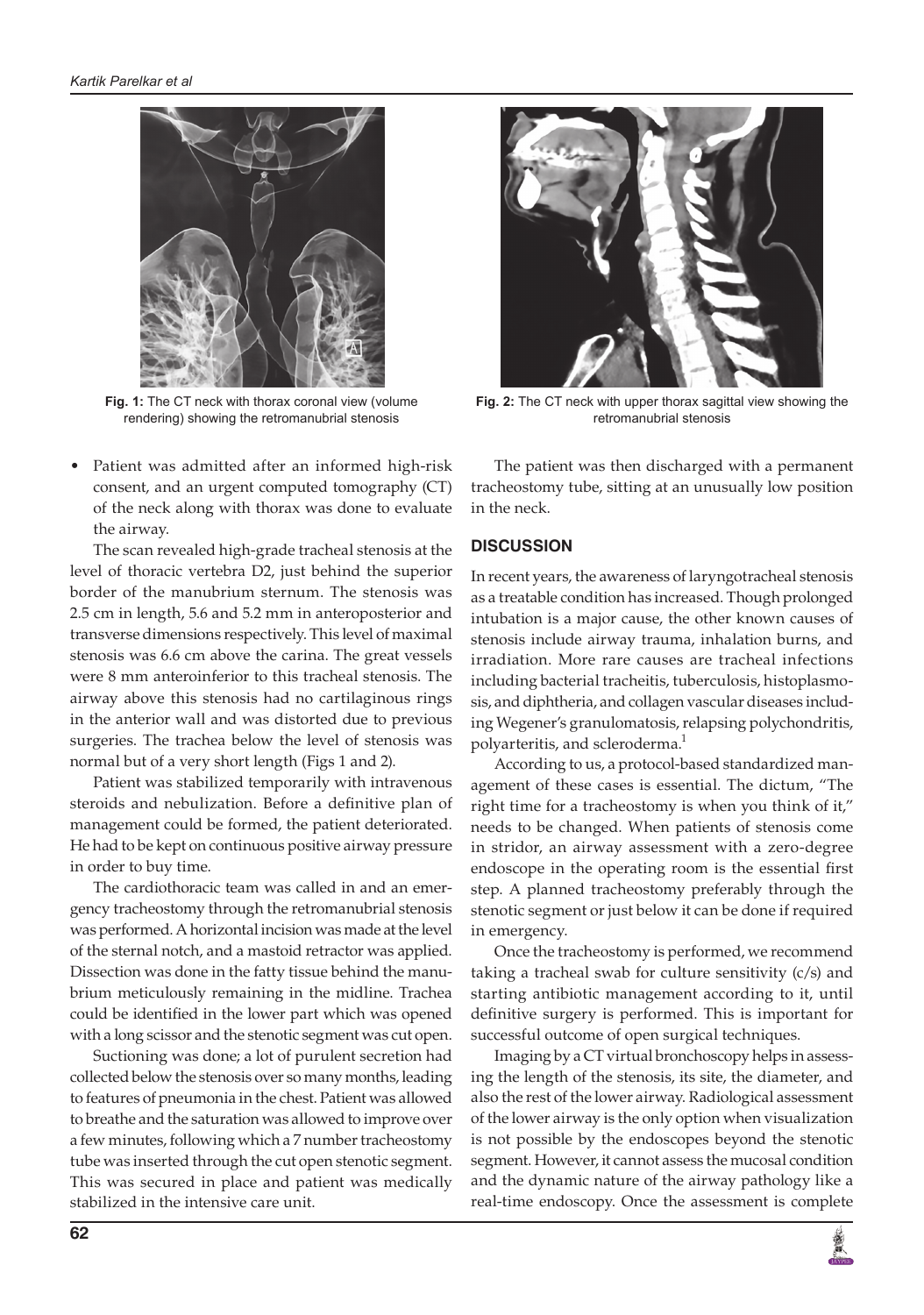Fig. 1: The CT neck with thorax coronal view (volume rendering) showing the retromanubrial stenosis

Fig. 2: The CT neck with upper thorax sagittal view showing the retromanubrial stenosis

- Patient was admitted after an informed high-risk consent, and an urgent computed tomography (CT) of the neck along with thorax was done to evaluate the airway.

The scan revealed high-grade tracheal stenosis at the level of thoracic vertebra D2, just behind the superior border of the manubrium sternum. The stenosis was 2.5 cm in length, 5.6 and 5.2 mm in anteroposterior and transverse dimensions respectively. This level of maximal stenosis was 6.6 cm above the carina. The great vessels were 8 mm anteroinferior to this tracheal stenosis. The airway above this stenosis had no cartilaginous rings in the anterior wall and was distorted due to previous surgeries. The trachea below the level of stenosis was normal but of a very short length (Figs 1 and 2).

Patient was stabilized temporarily with intravenous steroids and nebulization. Before a definitive plan of management could be formed, the patient deteriorated. He had to be kept on continuous positive airway pressure in order to buy time.

The cardiothoracic team was called in and an emergency tracheostomy through the retromanubrial stenosis was performed. A horizontal incision was made at the level of the sternal notch, and a mastoid retractor was applied. Dissection was done in the fatty tissue behind the manubrium meticulously remaining in the midline. Trachea could be identified in the lower part which was opened with a long scissor and the stenotic segment was cut open.

Suctioning was done; a lot of purulent secretion had collected below the stenosis over so many months, leading to features of pneumonia in the chest. Patient was allowed to breathe and the saturation was allowed to improve over a few minutes, following which a 7 number tracheostomy tube was inserted through the cut open stenotic segment. This was secured in place and patient was medically stabilized in the intensive care unit.

The patient was then discharged with a permanent tracheostomy tube, sitting at an unusually low position in the neck.

## DISCUSSION

In recent years, the awareness of laryngotracheal stenosis as a treatable condition has increased. Though prolonged intubation is a major cause, the other known causes of stenosis include airway trauma, inhalation burns, and irradiation. More rare causes are tracheal infections including bacterial tracheitis, tuberculosis, histoplasmosis, and diphtheria, and collagen vascular diseases including Wegener's granulomatosis, relapsing polychondritis, polyarteritis, and scleroderma.[1]

According to us, a protocol-based standardized management of these cases is essential. The dictum, "The right time for a tracheostomy is when you think of it," needs to be changed. When patients of stenosis come in stridor, an airway assessment with a zero-degree endoscope in the operating room is the essential first step. A planned tracheostomy preferably through the stenotic segment or just below it can be done if required in emergency.

Once the tracheostomy is performed, we recommend taking a tracheal swab for culture sensitivity (c/s) and starting antibiotic management according to it, until definitive surgery is performed. This is important for successful outcome of open surgical techniques.

Imaging by a CT virtual bronchoscopy helps in assessing the length of the stenosis, its site, the diameter, and also the rest of the lower airway. Radiological assessment of the lower airway is the only option when visualization is not possible by the endoscopes beyond the stenotic segment. However, it cannot assess the mucosal condition and the dynamic nature of the airway pathology like a real-time endoscopy. Once the assessment is complete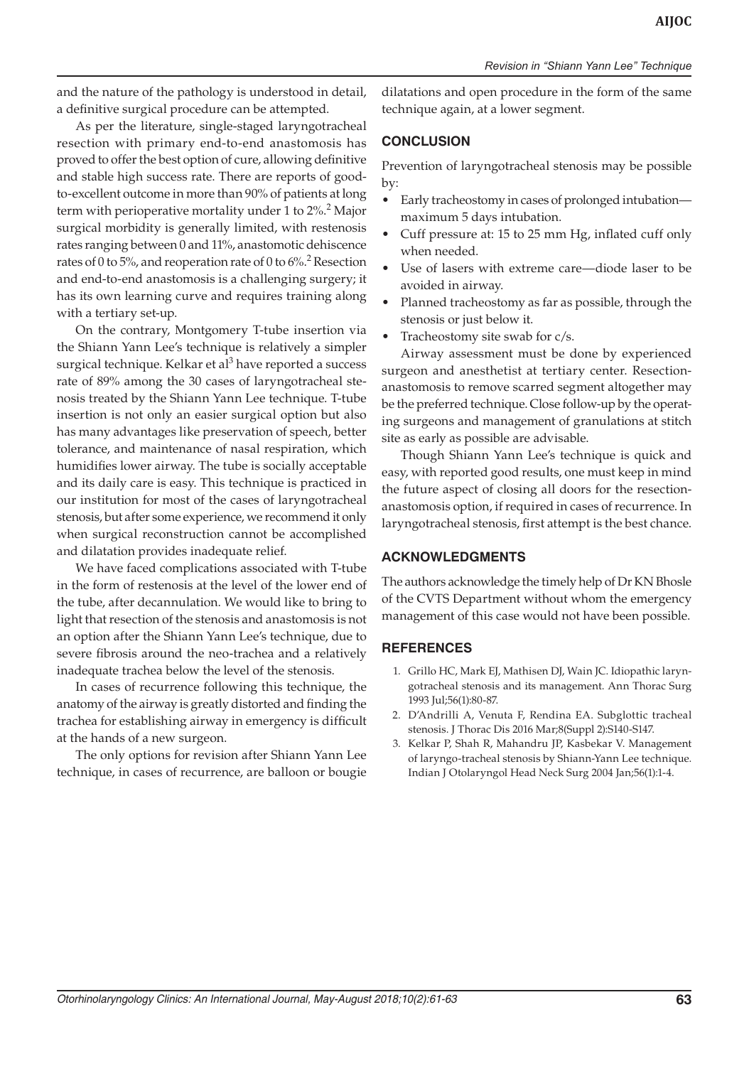and the nature of the pathology is understood in detail, a definitive surgical procedure can be attempted.

As per the literature, single-staged laryngotracheal resection with primary end-to-end anastomosis has proved to offer the best option of cure, allowing definitive and stable high success rate. There are reports of good-to-excellent outcome in more than 90% of patients at long term with perioperative mortality under 1 to 2%.[2] Major surgical morbidity is generally limited, with restenosis rates ranging between 0 and 11%, anastomotic dehiscence rates of 0 to 5%, and reoperation rate of 0 to 6%.[2] Resection and end-to-end anastomosis is a challenging surgery; it has its own learning curve and requires training along with a tertiary set-up.

On the contrary, Montgomery T-tube insertion via the Shiann Yann Lee's technique is relatively a simpler surgical technique. Kelkar et al[3] have reported a success rate of 89% among the 30 cases of laryngotracheal stenosis treated by the Shiann Yann Lee technique. T-tube insertion is not only an easier surgical option but also has many advantages like preservation of speech, better tolerance, and maintenance of nasal respiration, which humidifies lower airway. The tube is socially acceptable and its daily care is easy. This technique is practiced in our institution for most of the cases of laryngotracheal stenosis, but after some experience, we recommend it only when surgical reconstruction cannot be accomplished and dilatation provides inadequate relief.

We have faced complications associated with T-tube in the form of restenosis at the level of the lower end of the tube, after decannulation. We would like to bring to light that resection of the stenosis and anastomosis is not an option after the Shiann Yann Lee's technique, due to severe fibrosis around the neo-trachea and a relatively inadequate trachea below the level of the stenosis.

In cases of recurrence following this technique, the anatomy of the airway is greatly distorted and finding the trachea for establishing airway in emergency is difficult at the hands of a new surgeon.

The only options for revision after Shiann Yann Lee technique, in cases of recurrence, are balloon or bougie dilatations and open procedure in the form of the same technique again, at a lower segment.

## CONCLUSION

Prevention of laryngotracheal stenosis may be possible by:

- Early tracheostomy in cases of prolonged intubation—maximum 5 days intubation.
- Cuff pressure at: 15 to 25 mm Hg, inflated cuff only when needed.
- Use of lasers with extreme care—diode laser to be avoided in airway.
- Planned tracheostomy as far as possible, through the stenosis or just below it.
- Tracheostomy site swab for c/s.

Airway assessment must be done by experienced surgeon and anesthetist at tertiary center. Resection-anastomosis to remove scarred segment altogether may be the preferred technique. Close follow-up by the operating surgeons and management of granulations at stitch site as early as possible are advisable.

Though Shiann Yann Lee's technique is quick and easy, with reported good results, one must keep in mind the future aspect of closing all doors for the resection-anastomosis option, if required in cases of recurrence. In laryngotracheal stenosis, first attempt is the best chance.

## ACKNOWLEDGMENTS

The authors acknowledge the timely help of Dr KN Bhosle of the CVTS Department without whom the emergency management of this case would not have been possible.

## REFERENCES

1. Grillo HC, Mark EJ, Mathisen DJ, Wain JC. Idiopathic laryngotracheal stenosis and its management. Ann Thorac Surg 1993 Jul;56(1):80-87.
2. D'Andrilli A, Venuta F, Rendina EA. Subglottic tracheal stenosis. J Thorac Dis 2016 Mar;8(Suppl 2):S140-S147.
3. Kelkar P, Shah R, Mahandru JP, Kasbekar V. Management of laryngo-tracheal stenosis by Shiann-Yann Lee technique. Indian J Otolaryngol Head Neck Surg 2004 Jan;56(1):1-4.